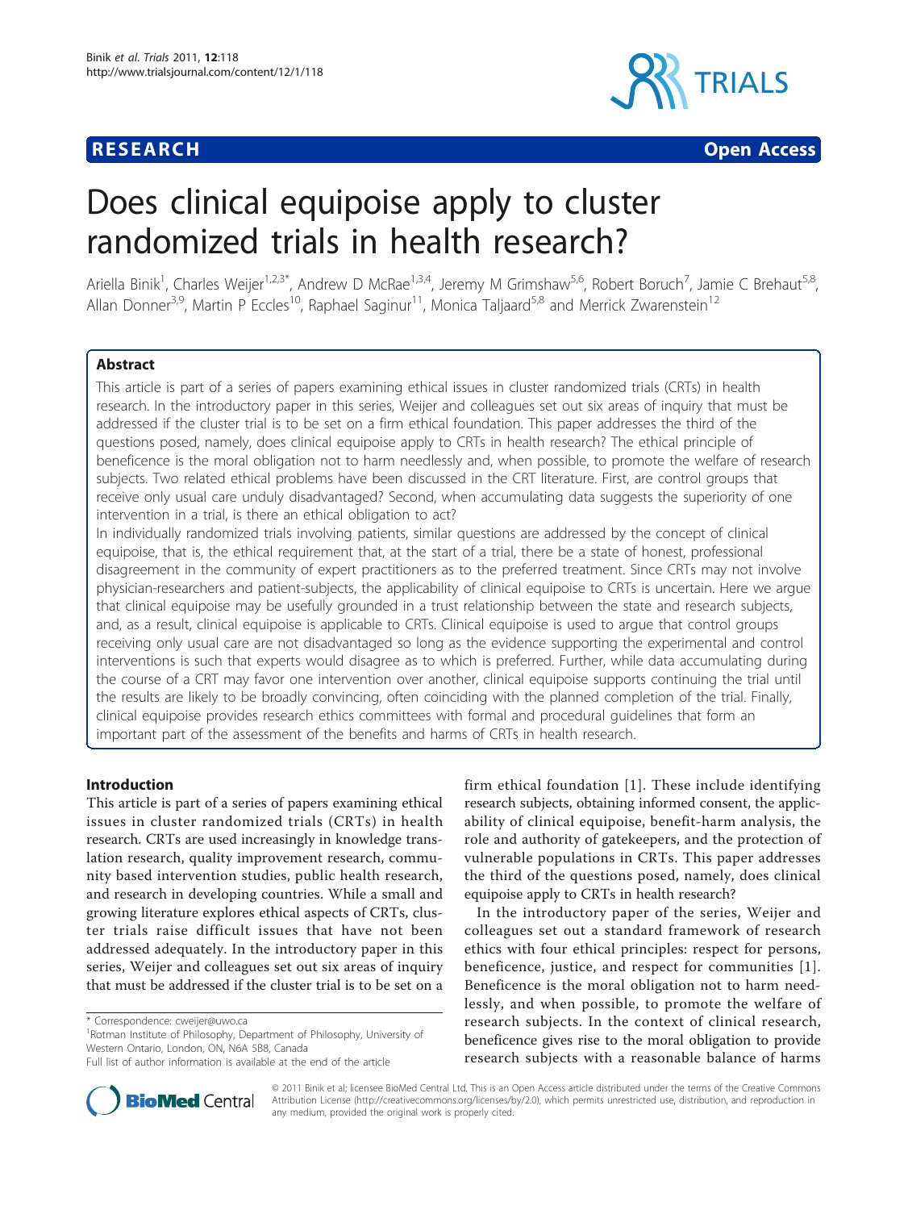RESEARCH Open Access

# Does clinical equipoise apply to cluster randomized trials in health research?

Ariella Binik[1], Charles Weijer[1,2,3*], Andrew D McRae[1,3,4], Jeremy M Grimshaw[5,6], Robert Boruch[7], Jamie C Brehaut[5,8], Allan Donner[3,9], Martin P Eccles[10], Raphael Saginur[11], Monica Taljaard[5,8] and Merrick Zwarenstein[12]

## Abstract

This article is part of a series of papers examining ethical issues in cluster randomized trials (CRTs) in health research. In the introductory paper in this series, Weijer and colleagues set out six areas of inquiry that must be addressed if the cluster trial is to be set on a firm ethical foundation. This paper addresses the third of the questions posed, namely, does clinical equipoise apply to CRTs in health research? The ethical principle of beneficence is the moral obligation not to harm needlessly and, when possible, to promote the welfare of research subjects. Two related ethical problems have been discussed in the CRT literature. First, are control groups that receive only usual care unduly disadvantaged? Second, when accumulating data suggests the superiority of one intervention in a trial, is there an ethical obligation to act?

In individually randomized trials involving patients, similar questions are addressed by the concept of clinical equipoise, that is, the ethical requirement that, at the start of a trial, there be a state of honest, professional disagreement in the community of expert practitioners as to the preferred treatment. Since CRTs may not involve physician-researchers and patient-subjects, the applicability of clinical equipoise to CRTs is uncertain. Here we argue that clinical equipoise may be usefully grounded in a trust relationship between the state and research subjects, and, as a result, clinical equipoise is applicable to CRTs. Clinical equipoise is used to argue that control groups receiving only usual care are not disadvantaged so long as the evidence supporting the experimental and control interventions is such that experts would disagree as to which is preferred. Further, while data accumulating during the course of a CRT may favor one intervention over another, clinical equipoise supports continuing the trial until the results are likely to be broadly convincing, often coinciding with the planned completion of the trial. Finally, clinical equipoise provides research ethics committees with formal and procedural guidelines that form an important part of the assessment of the benefits and harms of CRTs in health research.

## Introduction

This article is part of a series of papers examining ethical issues in cluster randomized trials (CRTs) in health research. CRTs are used increasingly in knowledge translation research, quality improvement research, community based intervention studies, public health research, and research in developing countries. While a small and growing literature explores ethical aspects of CRTs, cluster trials raise difficult issues that have not been addressed adequately. In the introductory paper in this series, Weijer and colleagues set out six areas of inquiry that must be addressed if the cluster trial is to be set on a firm ethical foundation [1]. These include identifying research subjects, obtaining informed consent, the applicability of clinical equipoise, benefit-harm analysis, the role and authority of gatekeepers, and the protection of vulnerable populations in CRTs. This paper addresses the third of the questions posed, namely, does clinical equipoise apply to CRTs in health research?

In the introductory paper of the series, Weijer and colleagues set out a standard framework of research ethics with four ethical principles: respect for persons, beneficence, justice, and respect for communities [1]. Beneficence is the moral obligation not to harm needlessly, and when possible, to promote the welfare of research subjects. In the context of clinical research, beneficence gives rise to the moral obligation to provide research subjects with a reasonable balance of harms

* Correspondence: cweijer@uwo.ca
[1]Rotman Institute of Philosophy, Department of Philosophy, University of Western Ontario, London, ON, N6A 5B8, Canada
Full list of author information is available at the end of the article

© 2011 Binik et al; licensee BioMed Central Ltd. This is an Open Access article distributed under the terms of the Creative Commons Attribution License (http://creativecommons.org/licenses/by/2.0), which permits unrestricted use, distribution, and reproduction in any medium, provided the original work is properly cited.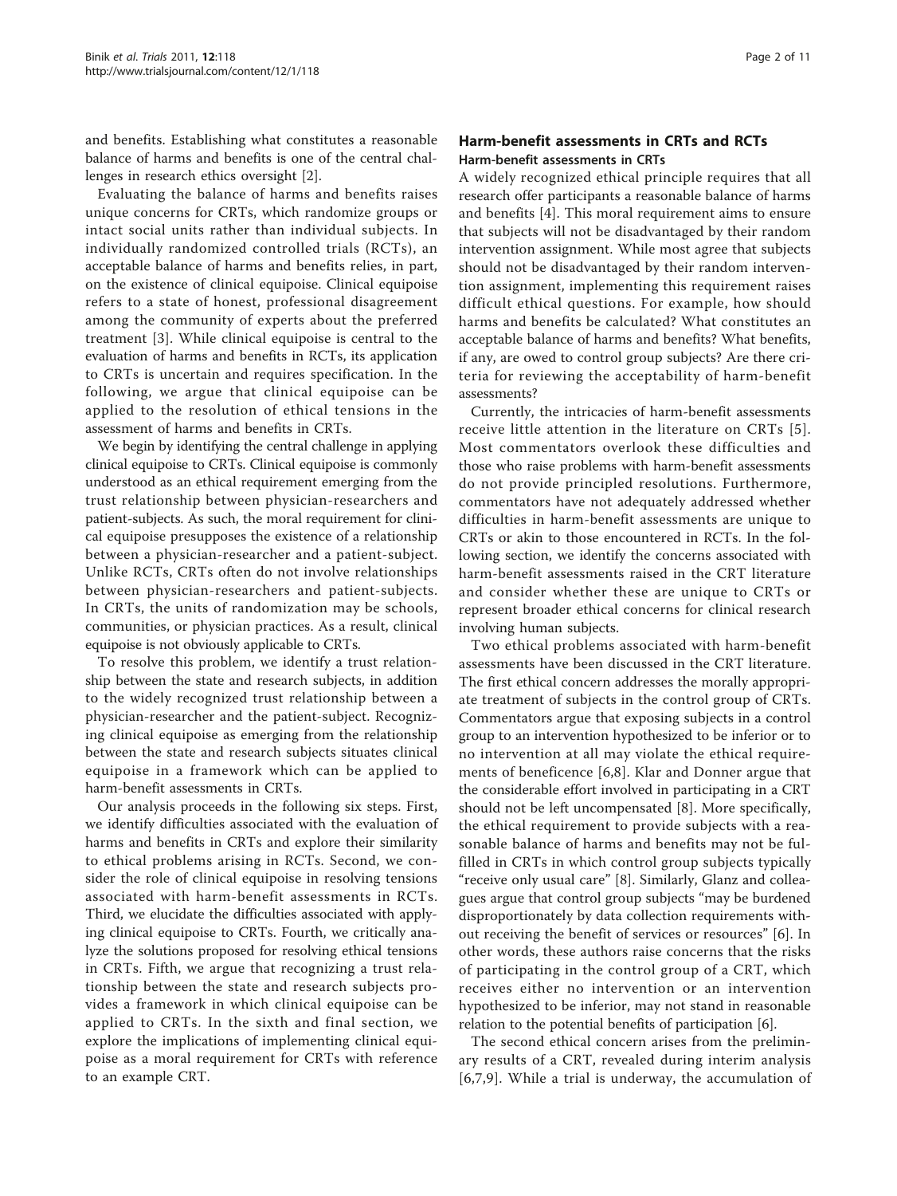and benefits. Establishing what constitutes a reasonable balance of harms and benefits is one of the central challenges in research ethics oversight [2].

Evaluating the balance of harms and benefits raises unique concerns for CRTs, which randomize groups or intact social units rather than individual subjects. In individually randomized controlled trials (RCTs), an acceptable balance of harms and benefits relies, in part, on the existence of clinical equipoise. Clinical equipoise refers to a state of honest, professional disagreement among the community of experts about the preferred treatment [3]. While clinical equipoise is central to the evaluation of harms and benefits in RCTs, its application to CRTs is uncertain and requires specification. In the following, we argue that clinical equipoise can be applied to the resolution of ethical tensions in the assessment of harms and benefits in CRTs.

We begin by identifying the central challenge in applying clinical equipoise to CRTs. Clinical equipoise is commonly understood as an ethical requirement emerging from the trust relationship between physician-researchers and patient-subjects. As such, the moral requirement for clinical equipoise presupposes the existence of a relationship between a physician-researcher and a patient-subject. Unlike RCTs, CRTs often do not involve relationships between physician-researchers and patient-subjects. In CRTs, the units of randomization may be schools, communities, or physician practices. As a result, clinical equipoise is not obviously applicable to CRTs.

To resolve this problem, we identify a trust relationship between the state and research subjects, in addition to the widely recognized trust relationship between a physician-researcher and the patient-subject. Recognizing clinical equipoise as emerging from the relationship between the state and research subjects situates clinical equipoise in a framework which can be applied to harm-benefit assessments in CRTs.

Our analysis proceeds in the following six steps. First, we identify difficulties associated with the evaluation of harms and benefits in CRTs and explore their similarity to ethical problems arising in RCTs. Second, we consider the role of clinical equipoise in resolving tensions associated with harm-benefit assessments in RCTs. Third, we elucidate the difficulties associated with applying clinical equipoise to CRTs. Fourth, we critically analyze the solutions proposed for resolving ethical tensions in CRTs. Fifth, we argue that recognizing a trust relationship between the state and research subjects provides a framework in which clinical equipoise can be applied to CRTs. In the sixth and final section, we explore the implications of implementing clinical equipoise as a moral requirement for CRTs with reference to an example CRT.

## Harm-benefit assessments in CRTs and RCTs

### Harm-benefit assessments in CRTs

A widely recognized ethical principle requires that all research offer participants a reasonable balance of harms and benefits [4]. This moral requirement aims to ensure that subjects will not be disadvantaged by their random intervention assignment. While most agree that subjects should not be disadvantaged by their random intervention assignment, implementing this requirement raises difficult ethical questions. For example, how should harms and benefits be calculated? What constitutes an acceptable balance of harms and benefits? What benefits, if any, are owed to control group subjects? Are there criteria for reviewing the acceptability of harm-benefit assessments?

Currently, the intricacies of harm-benefit assessments receive little attention in the literature on CRTs [5]. Most commentators overlook these difficulties and those who raise problems with harm-benefit assessments do not provide principled resolutions. Furthermore, commentators have not adequately addressed whether difficulties in harm-benefit assessments are unique to CRTs or akin to those encountered in RCTs. In the following section, we identify the concerns associated with harm-benefit assessments raised in the CRT literature and consider whether these are unique to CRTs or represent broader ethical concerns for clinical research involving human subjects.

Two ethical problems associated with harm-benefit assessments have been discussed in the CRT literature. The first ethical concern addresses the morally appropriate treatment of subjects in the control group of CRTs. Commentators argue that exposing subjects in a control group to an intervention hypothesized to be inferior or to no intervention at all may violate the ethical requirements of beneficence [6,8]. Klar and Donner argue that the considerable effort involved in participating in a CRT should not be left uncompensated [8]. More specifically, the ethical requirement to provide subjects with a reasonable balance of harms and benefits may not be fulfilled in CRTs in which control group subjects typically "receive only usual care" [8]. Similarly, Glanz and colleagues argue that control group subjects "may be burdened disproportionately by data collection requirements without receiving the benefit of services or resources" [6]. In other words, these authors raise concerns that the risks of participating in the control group of a CRT, which receives either no intervention or an intervention hypothesized to be inferior, may not stand in reasonable relation to the potential benefits of participation [6].

The second ethical concern arises from the preliminary results of a CRT, revealed during interim analysis [6,7,9]. While a trial is underway, the accumulation of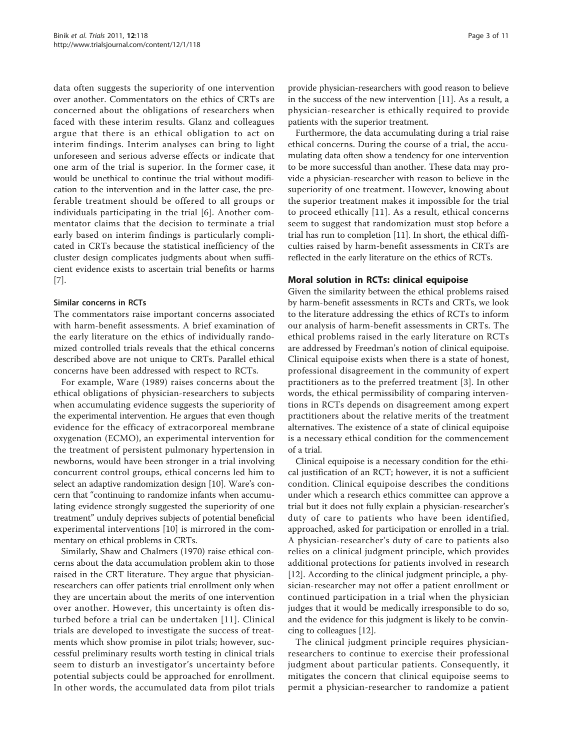data often suggests the superiority of one intervention over another. Commentators on the ethics of CRTs are concerned about the obligations of researchers when faced with these interim results. Glanz and colleagues argue that there is an ethical obligation to act on interim findings. Interim analyses can bring to light unforeseen and serious adverse effects or indicate that one arm of the trial is superior. In the former case, it would be unethical to continue the trial without modification to the intervention and in the latter case, the preferable treatment should be offered to all groups or individuals participating in the trial [6]. Another commentator claims that the decision to terminate a trial early based on interim findings is particularly complicated in CRTs because the statistical inefficiency of the cluster design complicates judgments about when sufficient evidence exists to ascertain trial benefits or harms [7].

### Similar concerns in RCTs

The commentators raise important concerns associated with harm-benefit assessments. A brief examination of the early literature on the ethics of individually randomized controlled trials reveals that the ethical concerns described above are not unique to CRTs. Parallel ethical concerns have been addressed with respect to RCTs.

For example, Ware (1989) raises concerns about the ethical obligations of physician-researchers to subjects when accumulating evidence suggests the superiority of the experimental intervention. He argues that even though evidence for the efficacy of extracorporeal membrane oxygenation (ECMO), an experimental intervention for the treatment of persistent pulmonary hypertension in newborns, would have been stronger in a trial involving concurrent control groups, ethical concerns led him to select an adaptive randomization design [10]. Ware's concern that "continuing to randomize infants when accumulating evidence strongly suggested the superiority of one treatment" unduly deprives subjects of potential beneficial experimental interventions [10] is mirrored in the commentary on ethical problems in CRTs.

Similarly, Shaw and Chalmers (1970) raise ethical concerns about the data accumulation problem akin to those raised in the CRT literature. They argue that physician-researchers can offer patients trial enrollment only when they are uncertain about the merits of one intervention over another. However, this uncertainty is often disturbed before a trial can be undertaken [11]. Clinical trials are developed to investigate the success of treatments which show promise in pilot trials; however, successful preliminary results worth testing in clinical trials seem to disturb an investigator's uncertainty before potential subjects could be approached for enrollment. In other words, the accumulated data from pilot trials provide physician-researchers with good reason to believe in the success of the new intervention [11]. As a result, a physician-researcher is ethically required to provide patients with the superior treatment.

Furthermore, the data accumulating during a trial raise ethical concerns. During the course of a trial, the accumulating data often show a tendency for one intervention to be more successful than another. These data may provide a physician-researcher with reason to believe in the superiority of one treatment. However, knowing about the superior treatment makes it impossible for the trial to proceed ethically [11]. As a result, ethical concerns seem to suggest that randomization must stop before a trial has run to completion [11]. In short, the ethical difficulties raised by harm-benefit assessments in CRTs are reflected in the early literature on the ethics of RCTs.

## Moral solution in RCTs: clinical equipoise

Given the similarity between the ethical problems raised by harm-benefit assessments in RCTs and CRTs, we look to the literature addressing the ethics of RCTs to inform our analysis of harm-benefit assessments in CRTs. The ethical problems raised in the early literature on RCTs are addressed by Freedman's notion of clinical equipoise. Clinical equipoise exists when there is a state of honest, professional disagreement in the community of expert practitioners as to the preferred treatment [3]. In other words, the ethical permissibility of comparing interventions in RCTs depends on disagreement among expert practitioners about the relative merits of the treatment alternatives. The existence of a state of clinical equipoise is a necessary ethical condition for the commencement of a trial.

Clinical equipoise is a necessary condition for the ethical justification of an RCT; however, it is not a sufficient condition. Clinical equipoise describes the conditions under which a research ethics committee can approve a trial but it does not fully explain a physician-researcher's duty of care to patients who have been identified, approached, asked for participation or enrolled in a trial. A physician-researcher's duty of care to patients also relies on a clinical judgment principle, which provides additional protections for patients involved in research [12]. According to the clinical judgment principle, a physician-researcher may not offer a patient enrollment or continued participation in a trial when the physician judges that it would be medically irresponsible to do so, and the evidence for this judgment is likely to be convincing to colleagues [12].

The clinical judgment principle requires physician-researchers to continue to exercise their professional judgment about particular patients. Consequently, it mitigates the concern that clinical equipoise seems to permit a physician-researcher to randomize a patient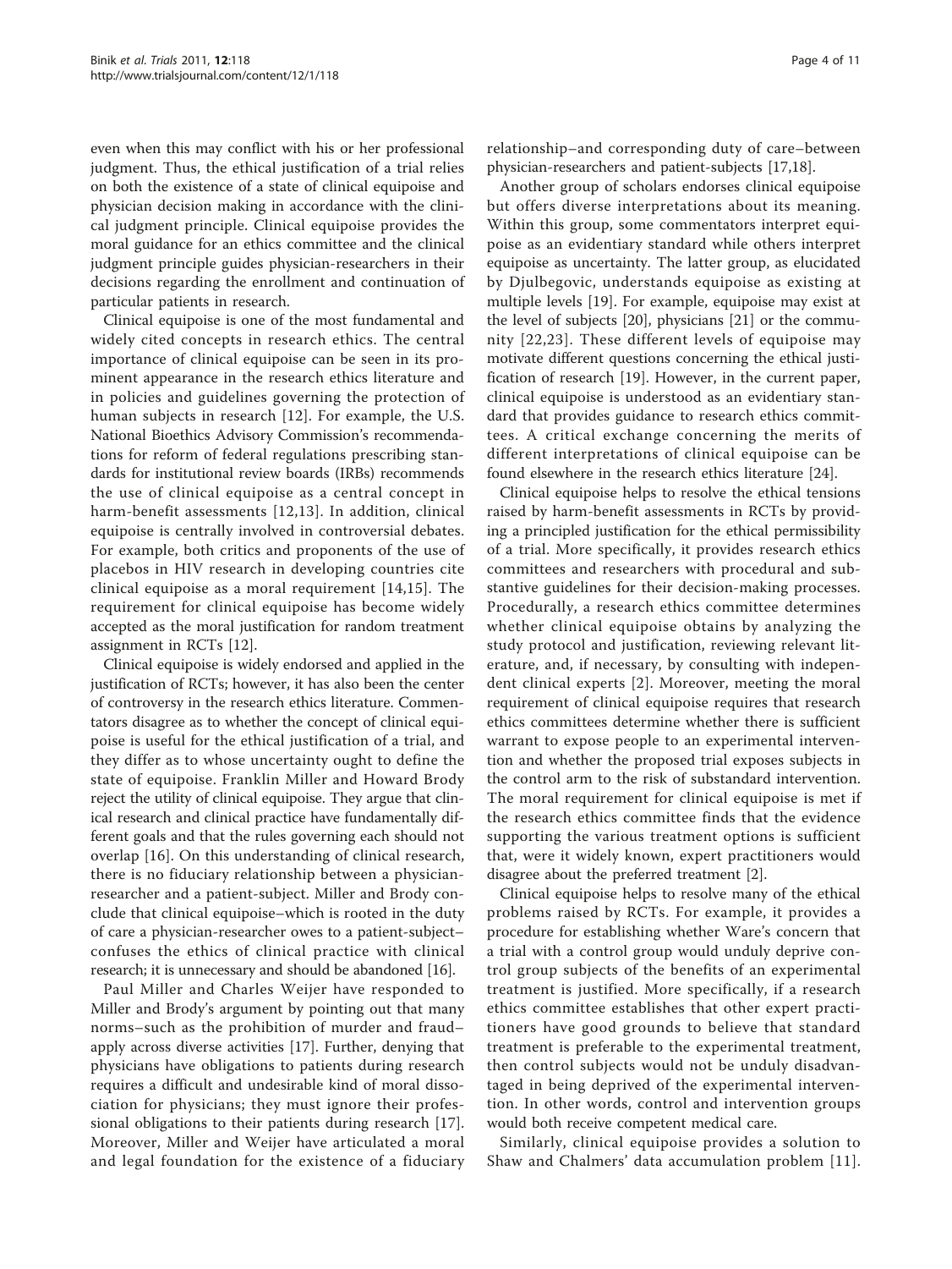even when this may conflict with his or her professional judgment. Thus, the ethical justification of a trial relies on both the existence of a state of clinical equipoise and physician decision making in accordance with the clinical judgment principle. Clinical equipoise provides the moral guidance for an ethics committee and the clinical judgment principle guides physician-researchers in their decisions regarding the enrollment and continuation of particular patients in research.

Clinical equipoise is one of the most fundamental and widely cited concepts in research ethics. The central importance of clinical equipoise can be seen in its prominent appearance in the research ethics literature and in policies and guidelines governing the protection of human subjects in research [12]. For example, the U.S. National Bioethics Advisory Commission's recommendations for reform of federal regulations prescribing standards for institutional review boards (IRBs) recommends the use of clinical equipoise as a central concept in harm-benefit assessments [12,13]. In addition, clinical equipoise is centrally involved in controversial debates. For example, both critics and proponents of the use of placebos in HIV research in developing countries cite clinical equipoise as a moral requirement [14,15]. The requirement for clinical equipoise has become widely accepted as the moral justification for random treatment assignment in RCTs [12].

Clinical equipoise is widely endorsed and applied in the justification of RCTs; however, it has also been the center of controversy in the research ethics literature. Commentators disagree as to whether the concept of clinical equipoise is useful for the ethical justification of a trial, and they differ as to whose uncertainty ought to define the state of equipoise. Franklin Miller and Howard Brody reject the utility of clinical equipoise. They argue that clinical research and clinical practice have fundamentally different goals and that the rules governing each should not overlap [16]. On this understanding of clinical research, there is no fiduciary relationship between a physician-researcher and a patient-subject. Miller and Brody conclude that clinical equipoise–which is rooted in the duty of care a physician-researcher owes to a patient-subject–confuses the ethics of clinical practice with clinical research; it is unnecessary and should be abandoned [16].

Paul Miller and Charles Weijer have responded to Miller and Brody's argument by pointing out that many norms–such as the prohibition of murder and fraud–apply across diverse activities [17]. Further, denying that physicians have obligations to patients during research requires a difficult and undesirable kind of moral dissociation for physicians; they must ignore their professional obligations to their patients during research [17]. Moreover, Miller and Weijer have articulated a moral and legal foundation for the existence of a fiduciary relationship–and corresponding duty of care–between physician-researchers and patient-subjects [17,18].

Another group of scholars endorses clinical equipoise but offers diverse interpretations about its meaning. Within this group, some commentators interpret equipoise as an evidentiary standard while others interpret equipoise as uncertainty. The latter group, as elucidated by Djulbegovic, understands equipoise as existing at multiple levels [19]. For example, equipoise may exist at the level of subjects [20], physicians [21] or the community [22,23]. These different levels of equipoise may motivate different questions concerning the ethical justification of research [19]. However, in the current paper, clinical equipoise is understood as an evidentiary standard that provides guidance to research ethics committees. A critical exchange concerning the merits of different interpretations of clinical equipoise can be found elsewhere in the research ethics literature [24].

Clinical equipoise helps to resolve the ethical tensions raised by harm-benefit assessments in RCTs by providing a principled justification for the ethical permissibility of a trial. More specifically, it provides research ethics committees and researchers with procedural and substantive guidelines for their decision-making processes. Procedurally, a research ethics committee determines whether clinical equipoise obtains by analyzing the study protocol and justification, reviewing relevant literature, and, if necessary, by consulting with independent clinical experts [2]. Moreover, meeting the moral requirement of clinical equipoise requires that research ethics committees determine whether there is sufficient warrant to expose people to an experimental intervention and whether the proposed trial exposes subjects in the control arm to the risk of substandard intervention. The moral requirement for clinical equipoise is met if the research ethics committee finds that the evidence supporting the various treatment options is sufficient that, were it widely known, expert practitioners would disagree about the preferred treatment [2].

Clinical equipoise helps to resolve many of the ethical problems raised by RCTs. For example, it provides a procedure for establishing whether Ware's concern that a trial with a control group would unduly deprive control group subjects of the benefits of an experimental treatment is justified. More specifically, if a research ethics committee establishes that other expert practitioners have good grounds to believe that standard treatment is preferable to the experimental treatment, then control subjects would not be unduly disadvantaged in being deprived of the experimental intervention. In other words, control and intervention groups would both receive competent medical care.

Similarly, clinical equipoise provides a solution to Shaw and Chalmers' data accumulation problem [11].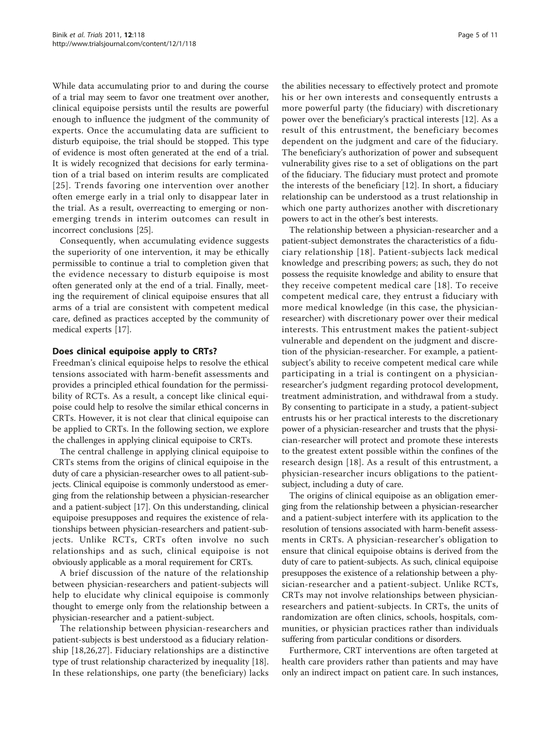While data accumulating prior to and during the course of a trial may seem to favor one treatment over another, clinical equipoise persists until the results are powerful enough to influence the judgment of the community of experts. Once the accumulating data are sufficient to disturb equipoise, the trial should be stopped. This type of evidence is most often generated at the end of a trial. It is widely recognized that decisions for early termination of a trial based on interim results are complicated [25]. Trends favoring one intervention over another often emerge early in a trial only to disappear later in the trial. As a result, overreacting to emerging or non-emerging trends in interim outcomes can result in incorrect conclusions [25].

Consequently, when accumulating evidence suggests the superiority of one intervention, it may be ethically permissible to continue a trial to completion given that the evidence necessary to disturb equipoise is most often generated only at the end of a trial. Finally, meeting the requirement of clinical equipoise ensures that all arms of a trial are consistent with competent medical care, defined as practices accepted by the community of medical experts [17].

## Does clinical equipoise apply to CRTs?

Freedman's clinical equipoise helps to resolve the ethical tensions associated with harm-benefit assessments and provides a principled ethical foundation for the permissibility of RCTs. As a result, a concept like clinical equipoise could help to resolve the similar ethical concerns in CRTs. However, it is not clear that clinical equipoise can be applied to CRTs. In the following section, we explore the challenges in applying clinical equipoise to CRTs.

The central challenge in applying clinical equipoise to CRTs stems from the origins of clinical equipoise in the duty of care a physician-researcher owes to all patient-subjects. Clinical equipoise is commonly understood as emerging from the relationship between a physician-researcher and a patient-subject [17]. On this understanding, clinical equipoise presupposes and requires the existence of relationships between physician-researchers and patient-subjects. Unlike RCTs, CRTs often involve no such relationships and as such, clinical equipoise is not obviously applicable as a moral requirement for CRTs.

A brief discussion of the nature of the relationship between physician-researchers and patient-subjects will help to elucidate why clinical equipoise is commonly thought to emerge only from the relationship between a physician-researcher and a patient-subject.

The relationship between physician-researchers and patient-subjects is best understood as a fiduciary relationship [18,26,27]. Fiduciary relationships are a distinctive type of trust relationship characterized by inequality [18]. In these relationships, one party (the beneficiary) lacks the abilities necessary to effectively protect and promote his or her own interests and consequently entrusts a more powerful party (the fiduciary) with discretionary power over the beneficiary's practical interests [12]. As a result of this entrustment, the beneficiary becomes dependent on the judgment and care of the fiduciary. The beneficiary's authorization of power and subsequent vulnerability gives rise to a set of obligations on the part of the fiduciary. The fiduciary must protect and promote the interests of the beneficiary [12]. In short, a fiduciary relationship can be understood as a trust relationship in which one party authorizes another with discretionary powers to act in the other's best interests.

The relationship between a physician-researcher and a patient-subject demonstrates the characteristics of a fiduciary relationship [18]. Patient-subjects lack medical knowledge and prescribing powers; as such, they do not possess the requisite knowledge and ability to ensure that they receive competent medical care [18]. To receive competent medical care, they entrust a fiduciary with more medical knowledge (in this case, the physician-researcher) with discretionary power over their medical interests. This entrustment makes the patient-subject vulnerable and dependent on the judgment and discretion of the physician-researcher. For example, a patient-subject's ability to receive competent medical care while participating in a trial is contingent on a physician-researcher's judgment regarding protocol development, treatment administration, and withdrawal from a study. By consenting to participate in a study, a patient-subject entrusts his or her practical interests to the discretionary power of a physician-researcher and trusts that the physician-researcher will protect and promote these interests to the greatest extent possible within the confines of the research design [18]. As a result of this entrustment, a physician-researcher incurs obligations to the patient-subject, including a duty of care.

The origins of clinical equipoise as an obligation emerging from the relationship between a physician-researcher and a patient-subject interfere with its application to the resolution of tensions associated with harm-benefit assessments in CRTs. A physician-researcher's obligation to ensure that clinical equipoise obtains is derived from the duty of care to patient-subjects. As such, clinical equipoise presupposes the existence of a relationship between a physician-researcher and a patient-subject. Unlike RCTs, CRTs may not involve relationships between physician-researchers and patient-subjects. In CRTs, the units of randomization are often clinics, schools, hospitals, communities, or physician practices rather than individuals suffering from particular conditions or disorders.

Furthermore, CRT interventions are often targeted at health care providers rather than patients and may have only an indirect impact on patient care. In such instances,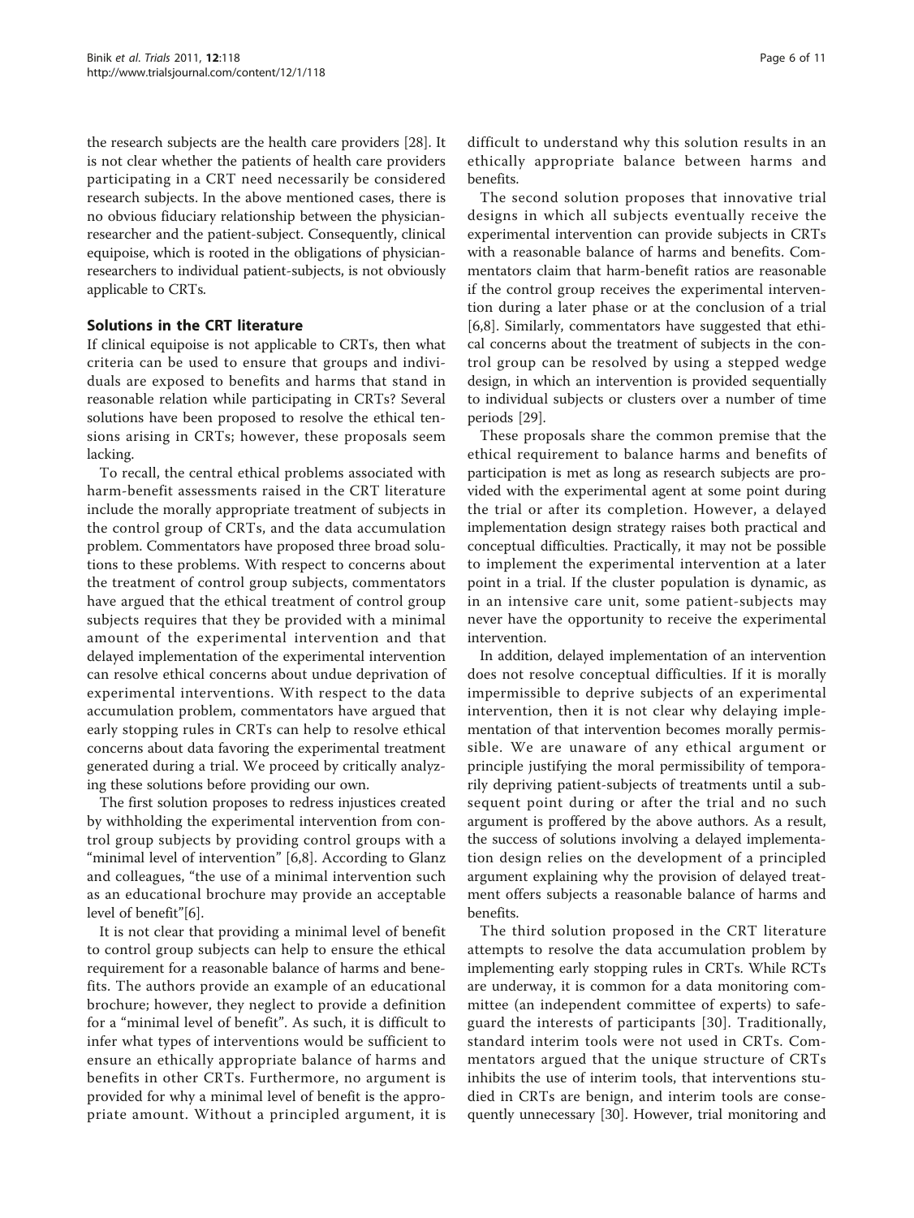the research subjects are the health care providers [28]. It is not clear whether the patients of health care providers participating in a CRT need necessarily be considered research subjects. In the above mentioned cases, there is no obvious fiduciary relationship between the physician-researcher and the patient-subject. Consequently, clinical equipoise, which is rooted in the obligations of physician-researchers to individual patient-subjects, is not obviously applicable to CRTs.

## Solutions in the CRT literature

If clinical equipoise is not applicable to CRTs, then what criteria can be used to ensure that groups and individuals are exposed to benefits and harms that stand in reasonable relation while participating in CRTs? Several solutions have been proposed to resolve the ethical tensions arising in CRTs; however, these proposals seem lacking.

To recall, the central ethical problems associated with harm-benefit assessments raised in the CRT literature include the morally appropriate treatment of subjects in the control group of CRTs, and the data accumulation problem. Commentators have proposed three broad solutions to these problems. With respect to concerns about the treatment of control group subjects, commentators have argued that the ethical treatment of control group subjects requires that they be provided with a minimal amount of the experimental intervention and that delayed implementation of the experimental intervention can resolve ethical concerns about undue deprivation of experimental interventions. With respect to the data accumulation problem, commentators have argued that early stopping rules in CRTs can help to resolve ethical concerns about data favoring the experimental treatment generated during a trial. We proceed by critically analyzing these solutions before providing our own.

The first solution proposes to redress injustices created by withholding the experimental intervention from control group subjects by providing control groups with a "minimal level of intervention" [6,8]. According to Glanz and colleagues, "the use of a minimal intervention such as an educational brochure may provide an acceptable level of benefit"[6].

It is not clear that providing a minimal level of benefit to control group subjects can help to ensure the ethical requirement for a reasonable balance of harms and benefits. The authors provide an example of an educational brochure; however, they neglect to provide a definition for a "minimal level of benefit". As such, it is difficult to infer what types of interventions would be sufficient to ensure an ethically appropriate balance of harms and benefits in other CRTs. Furthermore, no argument is provided for why a minimal level of benefit is the appropriate amount. Without a principled argument, it is difficult to understand why this solution results in an ethically appropriate balance between harms and benefits.

The second solution proposes that innovative trial designs in which all subjects eventually receive the experimental intervention can provide subjects in CRTs with a reasonable balance of harms and benefits. Commentators claim that harm-benefit ratios are reasonable if the control group receives the experimental intervention during a later phase or at the conclusion of a trial [6,8]. Similarly, commentators have suggested that ethical concerns about the treatment of subjects in the control group can be resolved by using a stepped wedge design, in which an intervention is provided sequentially to individual subjects or clusters over a number of time periods [29].

These proposals share the common premise that the ethical requirement to balance harms and benefits of participation is met as long as research subjects are provided with the experimental agent at some point during the trial or after its completion. However, a delayed implementation design strategy raises both practical and conceptual difficulties. Practically, it may not be possible to implement the experimental intervention at a later point in a trial. If the cluster population is dynamic, as in an intensive care unit, some patient-subjects may never have the opportunity to receive the experimental intervention.

In addition, delayed implementation of an intervention does not resolve conceptual difficulties. If it is morally impermissible to deprive subjects of an experimental intervention, then it is not clear why delaying implementation of that intervention becomes morally permissible. We are unaware of any ethical argument or principle justifying the moral permissibility of temporarily depriving patient-subjects of treatments until a subsequent point during or after the trial and no such argument is proffered by the above authors. As a result, the success of solutions involving a delayed implementation design relies on the development of a principled argument explaining why the provision of delayed treatment offers subjects a reasonable balance of harms and benefits.

The third solution proposed in the CRT literature attempts to resolve the data accumulation problem by implementing early stopping rules in CRTs. While RCTs are underway, it is common for a data monitoring committee (an independent committee of experts) to safeguard the interests of participants [30]. Traditionally, standard interim tools were not used in CRTs. Commentators argued that the unique structure of CRTs inhibits the use of interim tools, that interventions studied in CRTs are benign, and interim tools are consequently unnecessary [30]. However, trial monitoring and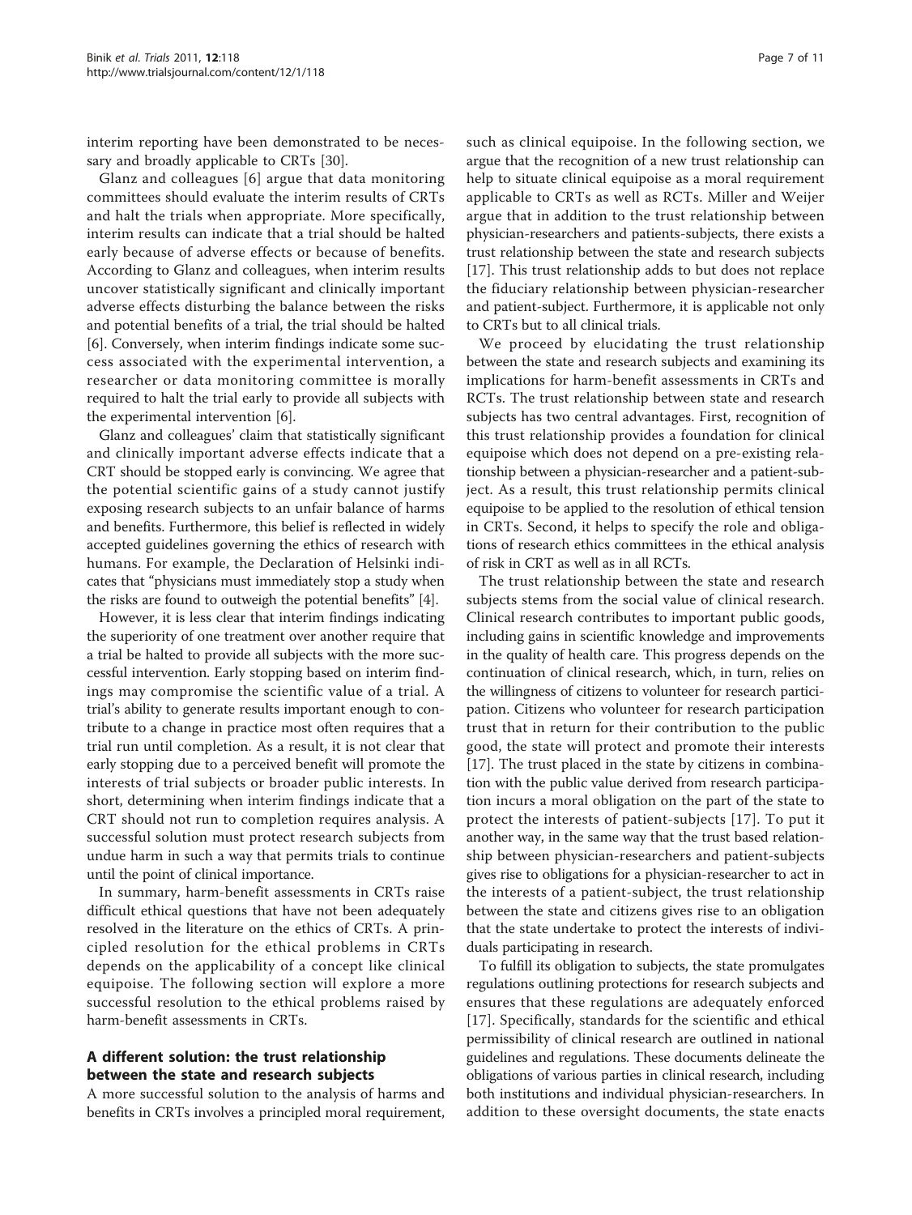interim reporting have been demonstrated to be necessary and broadly applicable to CRTs [30].

Glanz and colleagues [6] argue that data monitoring committees should evaluate the interim results of CRTs and halt the trials when appropriate. More specifically, interim results can indicate that a trial should be halted early because of adverse effects or because of benefits. According to Glanz and colleagues, when interim results uncover statistically significant and clinically important adverse effects disturbing the balance between the risks and potential benefits of a trial, the trial should be halted [6]. Conversely, when interim findings indicate some success associated with the experimental intervention, a researcher or data monitoring committee is morally required to halt the trial early to provide all subjects with the experimental intervention [6].

Glanz and colleagues' claim that statistically significant and clinically important adverse effects indicate that a CRT should be stopped early is convincing. We agree that the potential scientific gains of a study cannot justify exposing research subjects to an unfair balance of harms and benefits. Furthermore, this belief is reflected in widely accepted guidelines governing the ethics of research with humans. For example, the Declaration of Helsinki indicates that "physicians must immediately stop a study when the risks are found to outweigh the potential benefits" [4].

However, it is less clear that interim findings indicating the superiority of one treatment over another require that a trial be halted to provide all subjects with the more successful intervention. Early stopping based on interim findings may compromise the scientific value of a trial. A trial's ability to generate results important enough to contribute to a change in practice most often requires that a trial run until completion. As a result, it is not clear that early stopping due to a perceived benefit will promote the interests of trial subjects or broader public interests. In short, determining when interim findings indicate that a CRT should not run to completion requires analysis. A successful solution must protect research subjects from undue harm in such a way that permits trials to continue until the point of clinical importance.

In summary, harm-benefit assessments in CRTs raise difficult ethical questions that have not been adequately resolved in the literature on the ethics of CRTs. A principled resolution for the ethical problems in CRTs depends on the applicability of a concept like clinical equipoise. The following section will explore a more successful resolution to the ethical problems raised by harm-benefit assessments in CRTs.

## A different solution: the trust relationship between the state and research subjects

A more successful solution to the analysis of harms and benefits in CRTs involves a principled moral requirement, such as clinical equipoise. In the following section, we argue that the recognition of a new trust relationship can help to situate clinical equipoise as a moral requirement applicable to CRTs as well as RCTs. Miller and Weijer argue that in addition to the trust relationship between physician-researchers and patients-subjects, there exists a trust relationship between the state and research subjects [17]. This trust relationship adds to but does not replace the fiduciary relationship between physician-researcher and patient-subject. Furthermore, it is applicable not only to CRTs but to all clinical trials.

We proceed by elucidating the trust relationship between the state and research subjects and examining its implications for harm-benefit assessments in CRTs and RCTs. The trust relationship between state and research subjects has two central advantages. First, recognition of this trust relationship provides a foundation for clinical equipoise which does not depend on a pre-existing relationship between a physician-researcher and a patient-subject. As a result, this trust relationship permits clinical equipoise to be applied to the resolution of ethical tension in CRTs. Second, it helps to specify the role and obligations of research ethics committees in the ethical analysis of risk in CRT as well as in all RCTs.

The trust relationship between the state and research subjects stems from the social value of clinical research. Clinical research contributes to important public goods, including gains in scientific knowledge and improvements in the quality of health care. This progress depends on the continuation of clinical research, which, in turn, relies on the willingness of citizens to volunteer for research participation. Citizens who volunteer for research participation trust that in return for their contribution to the public good, the state will protect and promote their interests [17]. The trust placed in the state by citizens in combination with the public value derived from research participation incurs a moral obligation on the part of the state to protect the interests of patient-subjects [17]. To put it another way, in the same way that the trust based relationship between physician-researchers and patient-subjects gives rise to obligations for a physician-researcher to act in the interests of a patient-subject, the trust relationship between the state and citizens gives rise to an obligation that the state undertake to protect the interests of individuals participating in research.

To fulfill its obligation to subjects, the state promulgates regulations outlining protections for research subjects and ensures that these regulations are adequately enforced [17]. Specifically, standards for the scientific and ethical permissibility of clinical research are outlined in national guidelines and regulations. These documents delineate the obligations of various parties in clinical research, including both institutions and individual physician-researchers. In addition to these oversight documents, the state enacts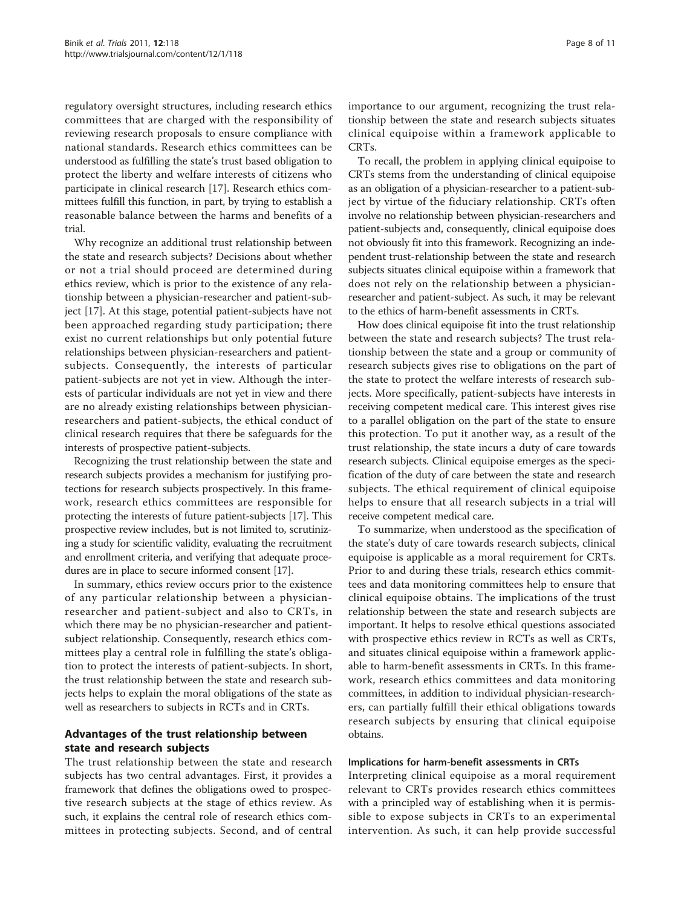regulatory oversight structures, including research ethics committees that are charged with the responsibility of reviewing research proposals to ensure compliance with national standards. Research ethics committees can be understood as fulfilling the state's trust based obligation to protect the liberty and welfare interests of citizens who participate in clinical research [17]. Research ethics committees fulfill this function, in part, by trying to establish a reasonable balance between the harms and benefits of a trial.

Why recognize an additional trust relationship between the state and research subjects? Decisions about whether or not a trial should proceed are determined during ethics review, which is prior to the existence of any relationship between a physician-researcher and patient-subject [17]. At this stage, potential patient-subjects have not been approached regarding study participation; there exist no current relationships but only potential future relationships between physician-researchers and patient-subjects. Consequently, the interests of particular patient-subjects are not yet in view. Although the interests of particular individuals are not yet in view and there are no already existing relationships between physician-researchers and patient-subjects, the ethical conduct of clinical research requires that there be safeguards for the interests of prospective patient-subjects.

Recognizing the trust relationship between the state and research subjects provides a mechanism for justifying protections for research subjects prospectively. In this framework, research ethics committees are responsible for protecting the interests of future patient-subjects [17]. This prospective review includes, but is not limited to, scrutinizing a study for scientific validity, evaluating the recruitment and enrollment criteria, and verifying that adequate procedures are in place to secure informed consent [17].

In summary, ethics review occurs prior to the existence of any particular relationship between a physician-researcher and patient-subject and also to CRTs, in which there may be no physician-researcher and patient-subject relationship. Consequently, research ethics committees play a central role in fulfilling the state's obligation to protect the interests of patient-subjects. In short, the trust relationship between the state and research subjects helps to explain the moral obligations of the state as well as researchers to subjects in RCTs and in CRTs.

## Advantages of the trust relationship between state and research subjects

The trust relationship between the state and research subjects has two central advantages. First, it provides a framework that defines the obligations owed to prospective research subjects at the stage of ethics review. As such, it explains the central role of research ethics committees in protecting subjects. Second, and of central importance to our argument, recognizing the trust relationship between the state and research subjects situates clinical equipoise within a framework applicable to CRTs.

To recall, the problem in applying clinical equipoise to CRTs stems from the understanding of clinical equipoise as an obligation of a physician-researcher to a patient-subject by virtue of the fiduciary relationship. CRTs often involve no relationship between physician-researchers and patient-subjects and, consequently, clinical equipoise does not obviously fit into this framework. Recognizing an independent trust-relationship between the state and research subjects situates clinical equipoise within a framework that does not rely on the relationship between a physician-researcher and patient-subject. As such, it may be relevant to the ethics of harm-benefit assessments in CRTs.

How does clinical equipoise fit into the trust relationship between the state and research subjects? The trust relationship between the state and a group or community of research subjects gives rise to obligations on the part of the state to protect the welfare interests of research subjects. More specifically, patient-subjects have interests in receiving competent medical care. This interest gives rise to a parallel obligation on the part of the state to ensure this protection. To put it another way, as a result of the trust relationship, the state incurs a duty of care towards research subjects. Clinical equipoise emerges as the specification of the duty of care between the state and research subjects. The ethical requirement of clinical equipoise helps to ensure that all research subjects in a trial will receive competent medical care.

To summarize, when understood as the specification of the state's duty of care towards research subjects, clinical equipoise is applicable as a moral requirement for CRTs. Prior to and during these trials, research ethics committees and data monitoring committees help to ensure that clinical equipoise obtains. The implications of the trust relationship between the state and research subjects are important. It helps to resolve ethical questions associated with prospective ethics review in RCTs as well as CRTs, and situates clinical equipoise within a framework applicable to harm-benefit assessments in CRTs. In this framework, research ethics committees and data monitoring committees, in addition to individual physician-researchers, can partially fulfill their ethical obligations towards research subjects by ensuring that clinical equipoise obtains.

### Implications for harm-benefit assessments in CRTs

Interpreting clinical equipoise as a moral requirement relevant to CRTs provides research ethics committees with a principled way of establishing when it is permissible to expose subjects in CRTs to an experimental intervention. As such, it can help provide successful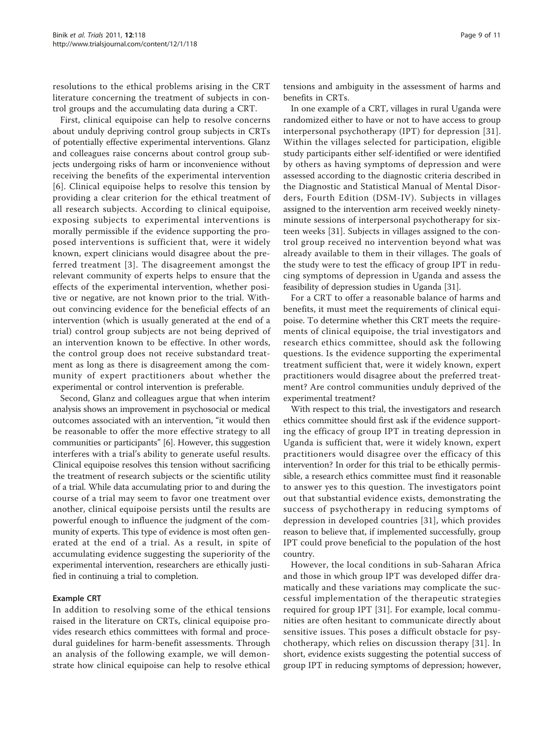resolutions to the ethical problems arising in the CRT literature concerning the treatment of subjects in control groups and the accumulating data during a CRT.

First, clinical equipoise can help to resolve concerns about unduly depriving control group subjects in CRTs of potentially effective experimental interventions. Glanz and colleagues raise concerns about control group subjects undergoing risks of harm or inconvenience without receiving the benefits of the experimental intervention [6]. Clinical equipoise helps to resolve this tension by providing a clear criterion for the ethical treatment of all research subjects. According to clinical equipoise, exposing subjects to experimental interventions is morally permissible if the evidence supporting the proposed interventions is sufficient that, were it widely known, expert clinicians would disagree about the preferred treatment [3]. The disagreement amongst the relevant community of experts helps to ensure that the effects of the experimental intervention, whether positive or negative, are not known prior to the trial. Without convincing evidence for the beneficial effects of an intervention (which is usually generated at the end of a trial) control group subjects are not being deprived of an intervention known to be effective. In other words, the control group does not receive substandard treatment as long as there is disagreement among the community of expert practitioners about whether the experimental or control intervention is preferable.

Second, Glanz and colleagues argue that when interim analysis shows an improvement in psychosocial or medical outcomes associated with an intervention, "it would then be reasonable to offer the more effective strategy to all communities or participants" [6]. However, this suggestion interferes with a trial's ability to generate useful results. Clinical equipoise resolves this tension without sacrificing the treatment of research subjects or the scientific utility of a trial. While data accumulating prior to and during the course of a trial may seem to favor one treatment over another, clinical equipoise persists until the results are powerful enough to influence the judgment of the community of experts. This type of evidence is most often generated at the end of a trial. As a result, in spite of accumulating evidence suggesting the superiority of the experimental intervention, researchers are ethically justified in continuing a trial to completion.

### Example CRT

In addition to resolving some of the ethical tensions raised in the literature on CRTs, clinical equipoise provides research ethics committees with formal and procedural guidelines for harm-benefit assessments. Through an analysis of the following example, we will demonstrate how clinical equipoise can help to resolve ethical tensions and ambiguity in the assessment of harms and benefits in CRTs.

In one example of a CRT, villages in rural Uganda were randomized either to have or not to have access to group interpersonal psychotherapy (IPT) for depression [31]. Within the villages selected for participation, eligible study participants either self-identified or were identified by others as having symptoms of depression and were assessed according to the diagnostic criteria described in the Diagnostic and Statistical Manual of Mental Disorders, Fourth Edition (DSM-IV). Subjects in villages assigned to the intervention arm received weekly ninety-minute sessions of interpersonal psychotherapy for sixteen weeks [31]. Subjects in villages assigned to the control group received no intervention beyond what was already available to them in their villages. The goals of the study were to test the efficacy of group IPT in reducing symptoms of depression in Uganda and assess the feasibility of depression studies in Uganda [31].

For a CRT to offer a reasonable balance of harms and benefits, it must meet the requirements of clinical equipoise. To determine whether this CRT meets the requirements of clinical equipoise, the trial investigators and research ethics committee, should ask the following questions. Is the evidence supporting the experimental treatment sufficient that, were it widely known, expert practitioners would disagree about the preferred treatment? Are control communities unduly deprived of the experimental treatment?

With respect to this trial, the investigators and research ethics committee should first ask if the evidence supporting the efficacy of group IPT in treating depression in Uganda is sufficient that, were it widely known, expert practitioners would disagree over the efficacy of this intervention? In order for this trial to be ethically permissible, a research ethics committee must find it reasonable to answer yes to this question. The investigators point out that substantial evidence exists, demonstrating the success of psychotherapy in reducing symptoms of depression in developed countries [31], which provides reason to believe that, if implemented successfully, group IPT could prove beneficial to the population of the host country.

However, the local conditions in sub-Saharan Africa and those in which group IPT was developed differ dramatically and these variations may complicate the successful implementation of the therapeutic strategies required for group IPT [31]. For example, local communities are often hesitant to communicate directly about sensitive issues. This poses a difficult obstacle for psychotherapy, which relies on discussion therapy [31]. In short, evidence exists suggesting the potential success of group IPT in reducing symptoms of depression; however,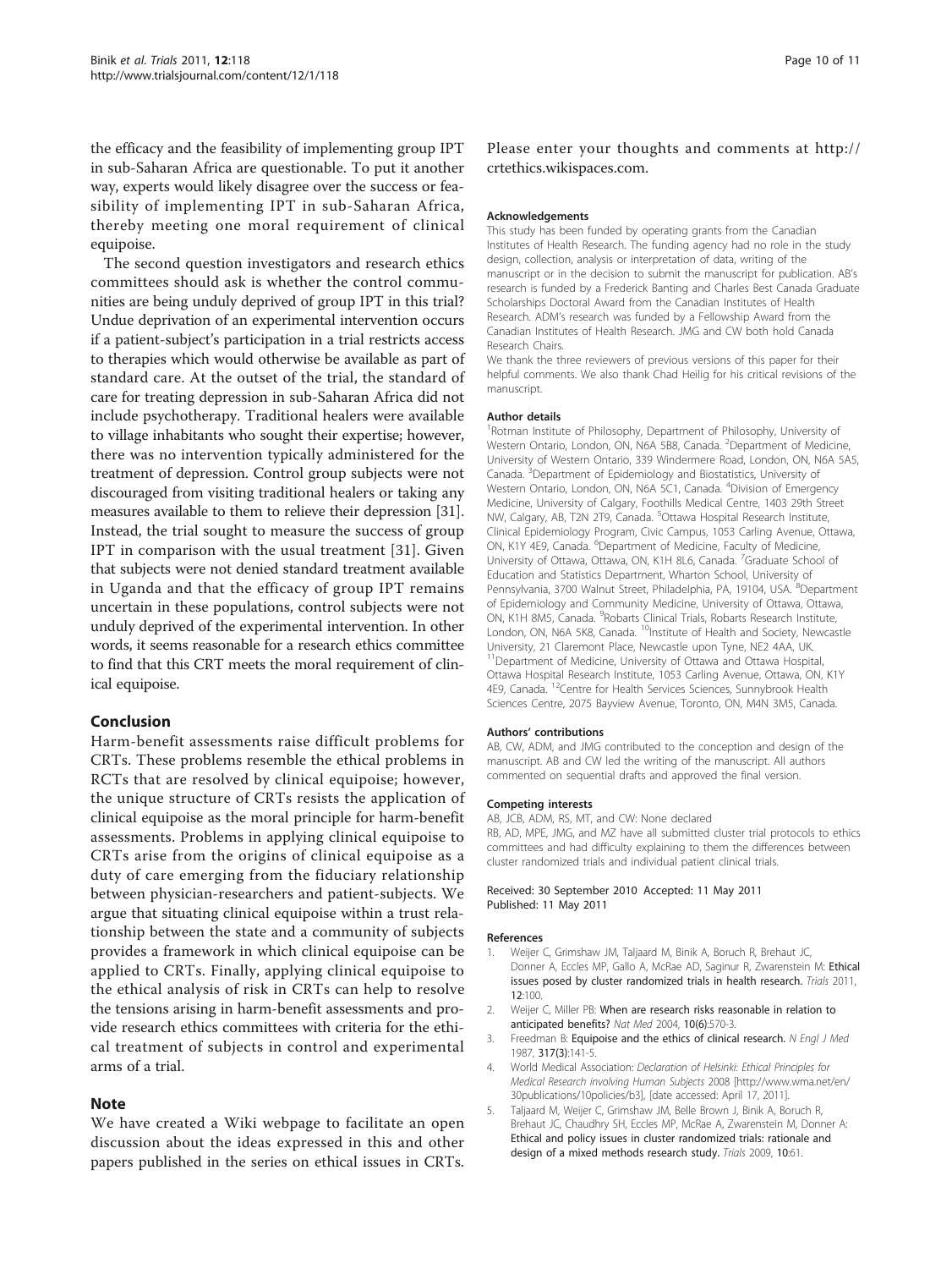the efficacy and the feasibility of implementing group IPT in sub-Saharan Africa are questionable. To put it another way, experts would likely disagree over the success or feasibility of implementing IPT in sub-Saharan Africa, thereby meeting one moral requirement of clinical equipoise.

The second question investigators and research ethics committees should ask is whether the control communities are being unduly deprived of group IPT in this trial? Undue deprivation of an experimental intervention occurs if a patient-subject's participation in a trial restricts access to therapies which would otherwise be available as part of standard care. At the outset of the trial, the standard of care for treating depression in sub-Saharan Africa did not include psychotherapy. Traditional healers were available to village inhabitants who sought their expertise; however, there was no intervention typically administered for the treatment of depression. Control group subjects were not discouraged from visiting traditional healers or taking any measures available to them to relieve their depression [31]. Instead, the trial sought to measure the success of group IPT in comparison with the usual treatment [31]. Given that subjects were not denied standard treatment available in Uganda and that the efficacy of group IPT remains uncertain in these populations, control subjects were not unduly deprived of the experimental intervention. In other words, it seems reasonable for a research ethics committee to find that this CRT meets the moral requirement of clinical equipoise.

## Conclusion

Harm-benefit assessments raise difficult problems for CRTs. These problems resemble the ethical problems in RCTs that are resolved by clinical equipoise; however, the unique structure of CRTs resists the application of clinical equipoise as the moral principle for harm-benefit assessments. Problems in applying clinical equipoise to CRTs arise from the origins of clinical equipoise as a duty of care emerging from the fiduciary relationship between physician-researchers and patient-subjects. We argue that situating clinical equipoise within a trust relationship between the state and a community of subjects provides a framework in which clinical equipoise can be applied to CRTs. Finally, applying clinical equipoise to the ethical analysis of risk in CRTs can help to resolve the tensions arising in harm-benefit assessments and provide research ethics committees with criteria for the ethical treatment of subjects in control and experimental arms of a trial.

## Note

We have created a Wiki webpage to facilitate an open discussion about the ideas expressed in this and other papers published in the series on ethical issues in CRTs. Please enter your thoughts and comments at http://crtethics.wikispaces.com.

#### Acknowledgements

This study has been funded by operating grants from the Canadian Institutes of Health Research. The funding agency had no role in the study design, collection, analysis or interpretation of data, writing of the manuscript or in the decision to submit the manuscript for publication. AB's research is funded by a Frederick Banting and Charles Best Canada Graduate Scholarships Doctoral Award from the Canadian Institutes of Health Research. ADM's research was funded by a Fellowship Award from the Canadian Institutes of Health Research. JMG and CW both hold Canada Research Chairs.

We thank the three reviewers of previous versions of this paper for their helpful comments. We also thank Chad Heilig for his critical revisions of the manuscript.

#### Author details

[1]Rotman Institute of Philosophy, Department of Philosophy, University of Western Ontario, London, ON, N6A 5B8, Canada. [2]Department of Medicine, University of Western Ontario, 339 Windermere Road, London, ON, N6A 5A5, Canada. [3]Department of Epidemiology and Biostatistics, University of Western Ontario, London, ON, N6A 5C1, Canada. [4]Division of Emergency Medicine, University of Calgary, Foothills Medical Centre, 1403 29th Street NW, Calgary, AB, T2N 2T9, Canada. [5]Ottawa Hospital Research Institute, Clinical Epidemiology Program, Civic Campus, 1053 Carling Avenue, Ottawa, ON, K1Y 4E9, Canada. [6]Department of Medicine, Faculty of Medicine, University of Ottawa, Ottawa, ON, K1H 8L6, Canada. [7]Graduate School of Education and Statistics Department, Wharton School, University of Pennsylvania, 3700 Walnut Street, Philadelphia, PA, 19104, USA. [8]Department of Epidemiology and Community Medicine, University of Ottawa, Ottawa, ON, K1H 8M5, Canada. [9]Robarts Clinical Trials, Robarts Research Institute, London, ON, N6A 5K8, Canada. [10]Institute of Health and Society, Newcastle University, 21 Claremont Place, Newcastle upon Tyne, NE2 4AA, UK. [11]Department of Medicine, University of Ottawa and Ottawa Hospital, Ottawa Hospital Research Institute, 1053 Carling Avenue, Ottawa, ON, K1Y 4E9, Canada. [12]Centre for Health Services Sciences, Sunnybrook Health Sciences Centre, 2075 Bayview Avenue, Toronto, ON, M4N 3M5, Canada.

#### Authors' contributions

AB, CW, ADM, and JMG contributed to the conception and design of the manuscript. AB and CW led the writing of the manuscript. All authors commented on sequential drafts and approved the final version.

#### Competing interests

AB, JCB, ADM, RS, MT, and CW: None declared

RB, AD, MPE, JMG, and MZ have all submitted cluster trial protocols to ethics committees and had difficulty explaining to them the differences between cluster randomized trials and individual patient clinical trials.

Received: 30 September 2010 Accepted: 11 May 2011
Published: 11 May 2011

#### References

1. Weijer C, Grimshaw JM, Taljaard M, Binik A, Boruch R, Brehaut JC, Donner A, Eccles MP, Gallo A, McRae AD, Saginur R, Zwarenstein M: **Ethical issues posed by cluster randomized trials in health research.** *Trials* 2011, **12**:100.
2. Weijer C, Miller PB: **When are research risks reasonable in relation to anticipated benefits?** *Nat Med* 2004, **10(6)**:570-3.
3. Freedman B: **Equipoise and the ethics of clinical research.** *N Engl J Med* 1987, **317(3)**:141-5.
4. World Medical Association: *Declaration of Helsinki: Ethical Principles for Medical Research involving Human Subjects* 2008 [http://www.wma.net/en/30publications/10policies/b3], [date accessed: April 17, 2011].
5. Taljaard M, Weijer C, Grimshaw JM, Belle Brown J, Binik A, Boruch R, Brehaut JC, Chaudhry SH, Eccles MP, McRae A, Zwarenstein M, Donner A: **Ethical and policy issues in cluster randomized trials: rationale and design of a mixed methods research study.** *Trials* 2009, **10**:61.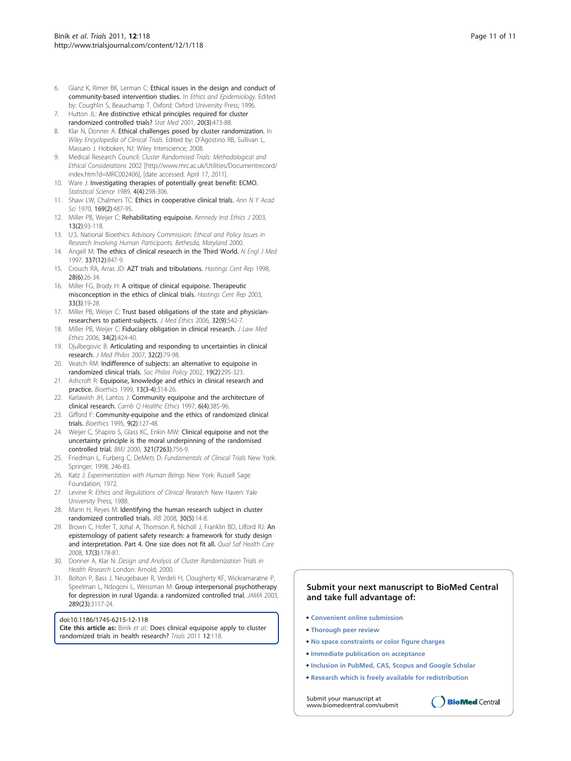6. Glanz K, Rimer BK, Lerman C: **Ethical issues in the design and conduct of community-based intervention studies.** In *Ethics and Epidemiology.* Edited by: Coughlin S, Beauchamp T. Oxford: Oxford University Press; 1996.
7. Hutton JL: **Are distinctive ethical principles required for cluster randomized controlled trials?** *Stat Med* 2001, **20(3)**:473-88.
8. Klar N, Donner A: **Ethical challenges posed by cluster randomization.** In *Wiley Encyclopedia of Clinical Trials.* Edited by: D'Agostino RB, Sullivan L, Massaro J. Hoboken, NJ: Wiley Interscience; 2008.
9. Medical Research Council: *Cluster Randomised Trials: Methodological and Ethical Considerations* 2002 [http://www.mrc.ac.uk/Utilities/Documentrecord/index.htm?d=MRC002406], [date accessed: April 17, 2011].
10. Ware J: **Investigating therapies of potentially great benefit: ECMO.** *Statistical Science* 1989, **4(4)**:298-306.
11. Shaw LW, Chalmers TC: **Ethics in cooperative clinical trials.** *Ann N Y Acad Sci* 1970, **169(2)**:487-95.
12. Miller PB, Weijer C: **Rehabilitating equipoise.** *Kennedy Inst Ethics J* 2003, **13(2)**:93-118.
13. U.S. National Bioethics Advisory Commission: *Ethical and Policy Issues in Research Involving Human Participants. Bethesda, Maryland* 2000.
14. Angell M: **The ethics of clinical research in the Third World.** *N Engl J Med* 1997, **337(12)**:847-9.
15. Crouch RA, Arras JD: **AZT trials and tribulations.** *Hastings Cent Rep* 1998, **28(6)**:26-34.
16. Miller FG, Brody H: **A critique of clinical equipoise. Therapeutic misconception in the ethics of clinical trials.** *Hastings Cent Rep* 2003, **33(3)**:19-28.
17. Miller PB, Weijer C: **Trust based obligations of the state and physician-researchers to patient-subjects.** *J Med Ethics* 2006, **32(9)**:542-7.
18. Miller PB, Weijer C: **Fiduciary obligation in clinical research.** *J Law Med Ethics* 2006, **34(2)**:424-40.
19. Djulbegovic B: **Articulating and responding to uncertainties in clinical research.** *J Med Philos* 2007, **32(2)**:79-98.
20. Veatch RM: **Indifference of subjects: an alternative to equipoise in randomized clinical trials.** *Soc Philos Policy* 2002, **19(2)**:295-323.
21. Ashcroft R: **Equipoise, knowledge and ethics in clinical research and practice.** *Bioethics* 1999, **13(3-4)**:314-26.
22. Karlawish JH, Lantos J: **Community equipoise and the architecture of clinical research.** *Camb Q Healthc Ethics* 1997, **6(4)**:385-96.
23. Gifford F: **Community-equipoise and the ethics of randomized clinical trials.** *Bioethics* 1995, **9(2)**:127-48.
24. Weijer C, Shapiro S, Glass KC, Enkin MW: **Clinical equipoise and not the uncertainty principle is the moral underpinning of the randomised controlled trial.** *BMJ* 2000, **321(7263)**:756-9.
25. Friedman L, Furberg C, DeMets D: *Fundamentals of Clinical Trials* New York: Springer; 1998, 246-83.
26. Katz J: *Experimentation with Human Beings* New York: Russell Sage Foundation; 1972.
27. Levine R: *Ethics and Regulations of Clinical Research* New Haven: Yale University Press; 1988.
28. Mann H, Reyes M: **Identifying the human research subject in cluster randomized controlled trials.** *IRB* 2008, **30(5)**:14-8.
29. Brown C, Hofer T, Johal A, Thomson R, Nicholl J, Franklin BD, Lilford RJ: **An epistemology of patient safety research: a framework for study design and interpretation. Part 4. One size does not fit all.** *Qual Saf Health Care* 2008, **17(3)**:178-81.
30. Donner A, Klar N: *Design and Analysis of Cluster Randomization Trials in Health Research* London: Arnold; 2000.
31. Bolton P, Bass J, Neugebauer R, Verdeli H, Clougherty KF, Wickramaratne P, Speelman L, Ndogoni L, Weissman M: **Group interpersonal psychotherapy for depression in rural Uganda: a randomized controlled trial.** *JAMA* 2003, **289(23)**:3117-24.

doi:10.1186/1745-6215-12-118

**Cite this article as:** Binik *et al.*: Does clinical equipoise apply to cluster randomized trials in health research? *Trials* 2011 **12**:118.

**Submit your next manuscript to BioMed Central and take full advantage of:**

- Convenient online submission
- Thorough peer review
- No space constraints or color figure charges
- Immediate publication on acceptance
- Inclusion in PubMed, CAS, Scopus and Google Scholar
- Research which is freely available for redistribution

Submit your manuscript at
www.biomedcentral.com/submit

BioMed Central